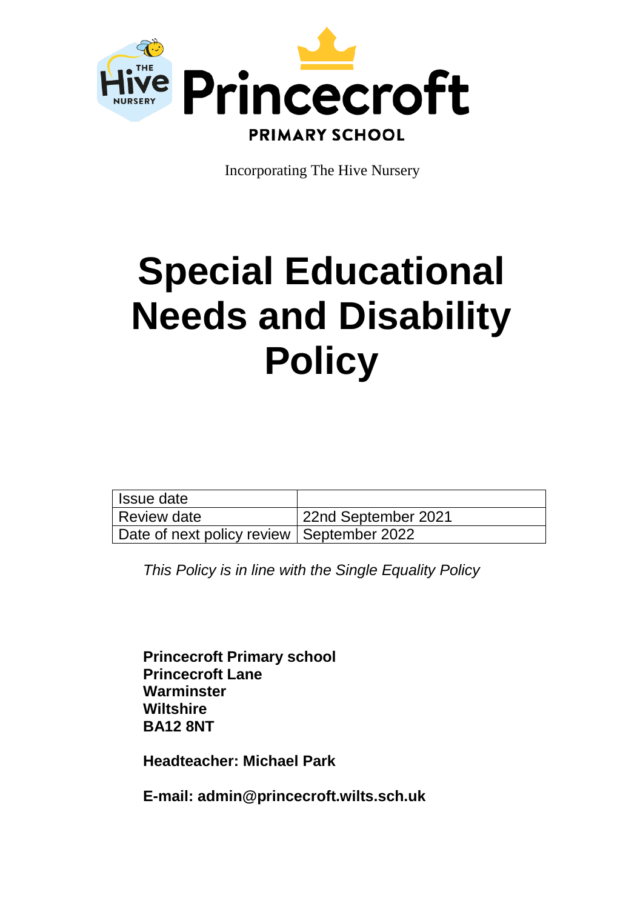The Hive Nursery

# Princecroft

PRIMARY SCHOOL

Incorporating The Hive Nursery

# Special Educational Needs and Disability Policy

| Issue date | |
|---|---|
| Review date | 22nd September 2021 |
| Date of next policy review | September 2022 |

*This Policy is in line with the Single Equality Policy*

**Princecroft Primary school**
**Princecroft Lane**
**Warminster**
**Wiltshire**
**BA12 8NT**

**Headteacher: Michael Park**

**E-mail: admin@princecroft.wilts.sch.uk**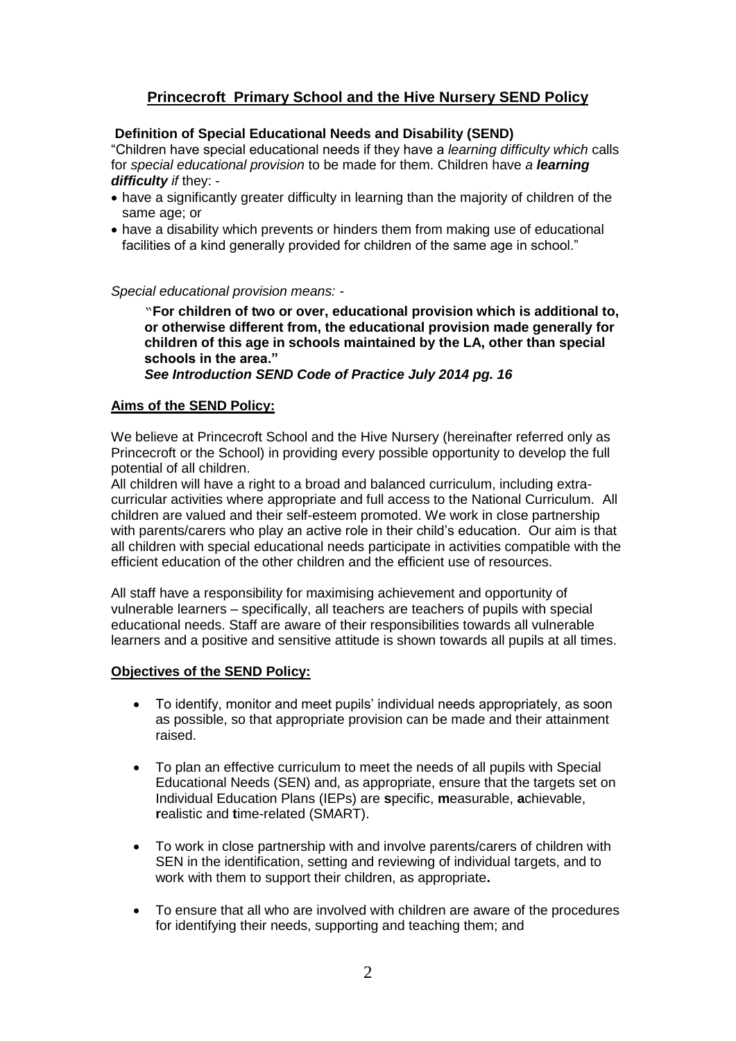## Princecroft  Primary School and the Hive Nursery SEND Policy

**Definition of Special Educational Needs and Disability (SEND)**

"Children have special educational needs if they have a *learning difficulty which* calls for *special educational provision* to be made for them. Children have *a **learning difficulty** if* they: -

- have a significantly greater difficulty in learning than the majority of children of the same age; or
- have a disability which prevents or hinders them from making use of educational facilities of a kind generally provided for children of the same age in school."

*Special educational provision means: -*

> **"For children of two or over, educational provision which is additional to, or otherwise different from, the educational provision made generally for children of this age in schools maintained by the LA, other than special schools in the area."**
> ***See Introduction SEND Code of Practice July 2014 pg. 16***

**Aims of the SEND Policy:**

We believe at Princecroft School and the Hive Nursery (hereinafter referred only as Princecroft or the School) in providing every possible opportunity to develop the full potential of all children.
All children will have a right to a broad and balanced curriculum, including extra-curricular activities where appropriate and full access to the National Curriculum. All children are valued and their self-esteem promoted. We work in close partnership with parents/carers who play an active role in their child's education. Our aim is that all children with special educational needs participate in activities compatible with the efficient education of the other children and the efficient use of resources.

All staff have a responsibility for maximising achievement and opportunity of vulnerable learners – specifically, all teachers are teachers of pupils with special educational needs. Staff are aware of their responsibilities towards all vulnerable learners and a positive and sensitive attitude is shown towards all pupils at all times.

**Objectives of the SEND Policy:**

- To identify, monitor and meet pupils' individual needs appropriately, as soon as possible, so that appropriate provision can be made and their attainment raised.
- To plan an effective curriculum to meet the needs of all pupils with Special Educational Needs (SEN) and, as appropriate, ensure that the targets set on Individual Education Plans (IEPs) are **s**pecific, **m**easurable, **a**chievable, **r**ealistic and **t**ime-related (SMART).
- To work in close partnership with and involve parents/carers of children with SEN in the identification, setting and reviewing of individual targets, and to work with them to support their children, as appropriate**.**
- To ensure that all who are involved with children are aware of the procedures for identifying their needs, supporting and teaching them; and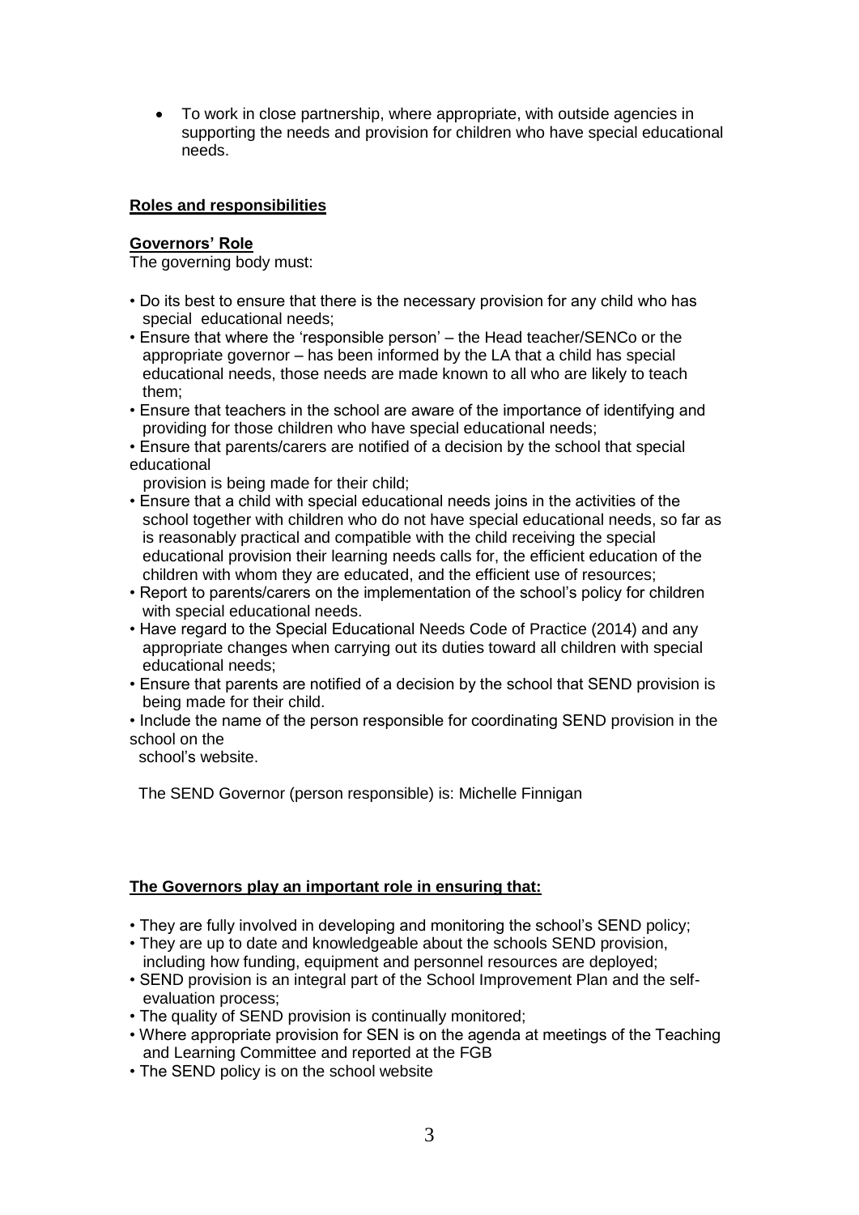- To work in close partnership, where appropriate, with outside agencies in supporting the needs and provision for children who have special educational needs.

**Roles and responsibilities**

**Governors' Role**

The governing body must:

- Do its best to ensure that there is the necessary provision for any child who has special educational needs;
- Ensure that where the 'responsible person' – the Head teacher/SENCo or the appropriate governor – has been informed by the LA that a child has special educational needs, those needs are made known to all who are likely to teach them;
- Ensure that teachers in the school are aware of the importance of identifying and providing for those children who have special educational needs;
- Ensure that parents/carers are notified of a decision by the school that special educational provision is being made for their child;
- Ensure that a child with special educational needs joins in the activities of the school together with children who do not have special educational needs, so far as is reasonably practical and compatible with the child receiving the special educational provision their learning needs calls for, the efficient education of the children with whom they are educated, and the efficient use of resources;
- Report to parents/carers on the implementation of the school's policy for children with special educational needs.
- Have regard to the Special Educational Needs Code of Practice (2014) and any appropriate changes when carrying out its duties toward all children with special educational needs;
- Ensure that parents are notified of a decision by the school that SEND provision is being made for their child.
- Include the name of the person responsible for coordinating SEND provision in the school on the school's website.

The SEND Governor (person responsible) is: Michelle Finnigan

**The Governors play an important role in ensuring that:**

- They are fully involved in developing and monitoring the school's SEND policy;
- They are up to date and knowledgeable about the schools SEND provision, including how funding, equipment and personnel resources are deployed;
- SEND provision is an integral part of the School Improvement Plan and the self-evaluation process;
- The quality of SEND provision is continually monitored;
- Where appropriate provision for SEN is on the agenda at meetings of the Teaching and Learning Committee and reported at the FGB
- The SEND policy is on the school website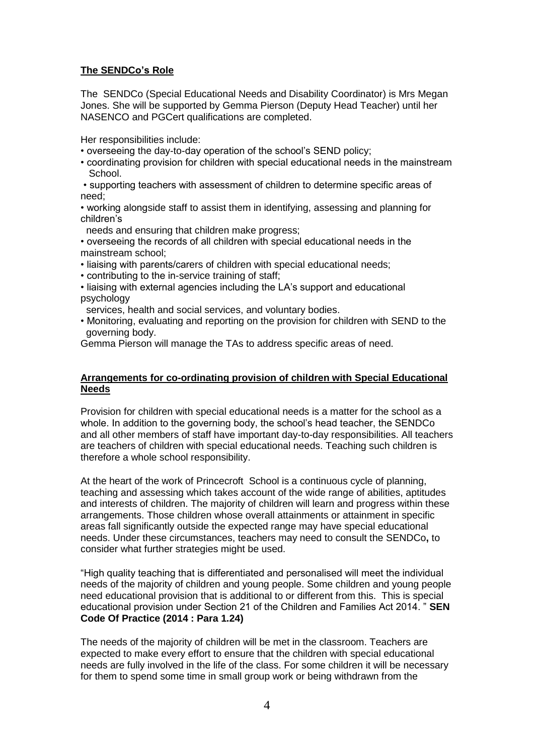**The SENDCo's Role**

The SENDCo (Special Educational Needs and Disability Coordinator) is Mrs Megan Jones. She will be supported by Gemma Pierson (Deputy Head Teacher) until her NASENCO and PGCert qualifications are completed.

Her responsibilities include:

- overseeing the day-to-day operation of the school's SEND policy;
- coordinating provision for children with special educational needs in the mainstream School.
- supporting teachers with assessment of children to determine specific areas of need;
- working alongside staff to assist them in identifying, assessing and planning for children's needs and ensuring that children make progress;
- overseeing the records of all children with special educational needs in the mainstream school;
- liaising with parents/carers of children with special educational needs;
- contributing to the in-service training of staff;
- liaising with external agencies including the LA's support and educational psychology services, health and social services, and voluntary bodies.
- Monitoring, evaluating and reporting on the provision for children with SEND to the governing body.

Gemma Pierson will manage the TAs to address specific areas of need.

**Arrangements for co-ordinating provision of children with Special Educational Needs**

Provision for children with special educational needs is a matter for the school as a whole. In addition to the governing body, the school's head teacher, the SENDCo and all other members of staff have important day-to-day responsibilities. All teachers are teachers of children with special educational needs. Teaching such children is therefore a whole school responsibility.

At the heart of the work of Princecroft School is a continuous cycle of planning, teaching and assessing which takes account of the wide range of abilities, aptitudes and interests of children. The majority of children will learn and progress within these arrangements. Those children whose overall attainments or attainment in specific areas fall significantly outside the expected range may have special educational needs. Under these circumstances, teachers may need to consult the SENDCo**,** to consider what further strategies might be used.

"High quality teaching that is differentiated and personalised will meet the individual needs of the majority of children and young people. Some children and young people need educational provision that is additional to or different from this. This is special educational provision under Section 21 of the Children and Families Act 2014. " **SEN Code Of Practice (2014 : Para 1.24)**

The needs of the majority of children will be met in the classroom. Teachers are expected to make every effort to ensure that the children with special educational needs are fully involved in the life of the class. For some children it will be necessary for them to spend some time in small group work or being withdrawn from the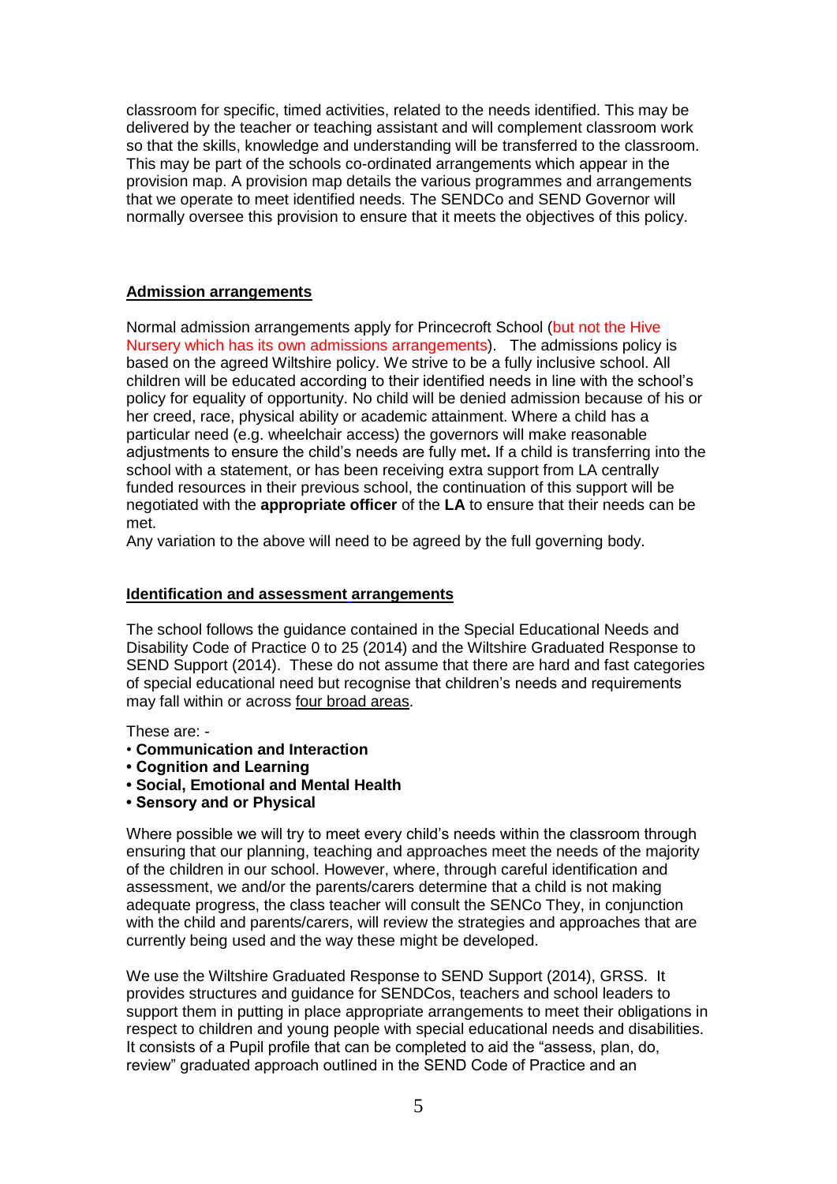classroom for specific, timed activities, related to the needs identified. This may be delivered by the teacher or teaching assistant and will complement classroom work so that the skills, knowledge and understanding will be transferred to the classroom. This may be part of the schools co-ordinated arrangements which appear in the provision map. A provision map details the various programmes and arrangements that we operate to meet identified needs. The SENDCo and SEND Governor will normally oversee this provision to ensure that it meets the objectives of this policy.

## Admission arrangements

Normal admission arrangements apply for Princecroft School (but not the Hive Nursery which has its own admissions arrangements). The admissions policy is based on the agreed Wiltshire policy. We strive to be a fully inclusive school. All children will be educated according to their identified needs in line with the school's policy for equality of opportunity. No child will be denied admission because of his or her creed, race, physical ability or academic attainment. Where a child has a particular need (e.g. wheelchair access) the governors will make reasonable adjustments to ensure the child's needs are fully met**.** If a child is transferring into the school with a statement, or has been receiving extra support from LA centrally funded resources in their previous school, the continuation of this support will be negotiated with the **appropriate officer** of the **LA** to ensure that their needs can be met.

Any variation to the above will need to be agreed by the full governing body.

## Identification and assessment arrangements

The school follows the guidance contained in the Special Educational Needs and Disability Code of Practice 0 to 25 (2014) and the Wiltshire Graduated Response to SEND Support (2014). These do not assume that there are hard and fast categories of special educational need but recognise that children's needs and requirements may fall within or across four broad areas.

These are: -

- **Communication and Interaction**
- **Cognition and Learning**
- **Social, Emotional and Mental Health**
- **Sensory and or Physical**

Where possible we will try to meet every child's needs within the classroom through ensuring that our planning, teaching and approaches meet the needs of the majority of the children in our school. However, where, through careful identification and assessment, we and/or the parents/carers determine that a child is not making adequate progress, the class teacher will consult the SENCo They, in conjunction with the child and parents/carers, will review the strategies and approaches that are currently being used and the way these might be developed.

We use the Wiltshire Graduated Response to SEND Support (2014), GRSS. It provides structures and guidance for SENDCos, teachers and school leaders to support them in putting in place appropriate arrangements to meet their obligations in respect to children and young people with special educational needs and disabilities. It consists of a Pupil profile that can be completed to aid the "assess, plan, do, review" graduated approach outlined in the SEND Code of Practice and an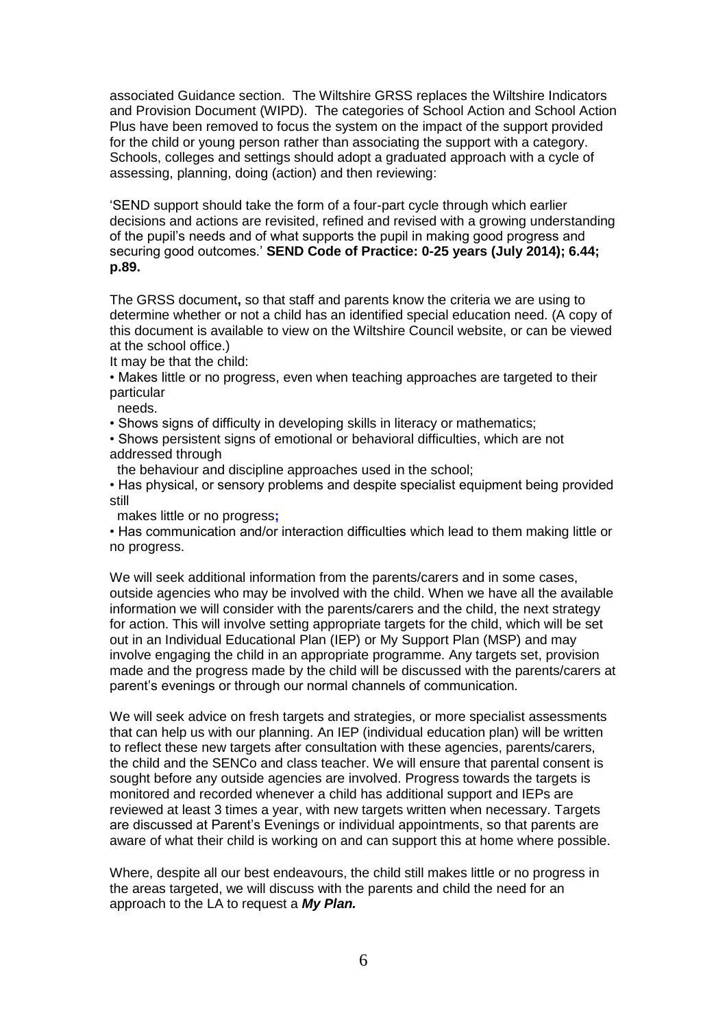associated Guidance section. The Wiltshire GRSS replaces the Wiltshire Indicators and Provision Document (WIPD). The categories of School Action and School Action Plus have been removed to focus the system on the impact of the support provided for the child or young person rather than associating the support with a category. Schools, colleges and settings should adopt a graduated approach with a cycle of assessing, planning, doing (action) and then reviewing:

'SEND support should take the form of a four-part cycle through which earlier decisions and actions are revisited, refined and revised with a growing understanding of the pupil's needs and of what supports the pupil in making good progress and securing good outcomes.' **SEND Code of Practice: 0-25 years (July 2014); 6.44; p.89.**

The GRSS document**,** so that staff and parents know the criteria we are using to determine whether or not a child has an identified special education need. (A copy of this document is available to view on the Wiltshire Council website, or can be viewed at the school office.)

It may be that the child:

- Makes little or no progress, even when teaching approaches are targeted to their particular needs.
- Shows signs of difficulty in developing skills in literacy or mathematics;
- Shows persistent signs of emotional or behavioral difficulties, which are not addressed through the behaviour and discipline approaches used in the school;
- Has physical, or sensory problems and despite specialist equipment being provided still makes little or no progress;
- Has communication and/or interaction difficulties which lead to them making little or no progress.

We will seek additional information from the parents/carers and in some cases, outside agencies who may be involved with the child. When we have all the available information we will consider with the parents/carers and the child, the next strategy for action. This will involve setting appropriate targets for the child, which will be set out in an Individual Educational Plan (IEP) or My Support Plan (MSP) and may involve engaging the child in an appropriate programme. Any targets set, provision made and the progress made by the child will be discussed with the parents/carers at parent's evenings or through our normal channels of communication.

We will seek advice on fresh targets and strategies, or more specialist assessments that can help us with our planning. An IEP (individual education plan) will be written to reflect these new targets after consultation with these agencies, parents/carers, the child and the SENCo and class teacher. We will ensure that parental consent is sought before any outside agencies are involved. Progress towards the targets is monitored and recorded whenever a child has additional support and IEPs are reviewed at least 3 times a year, with new targets written when necessary. Targets are discussed at Parent's Evenings or individual appointments, so that parents are aware of what their child is working on and can support this at home where possible.

Where, despite all our best endeavours, the child still makes little or no progress in the areas targeted, we will discuss with the parents and child the need for an approach to the LA to request a ***My Plan.***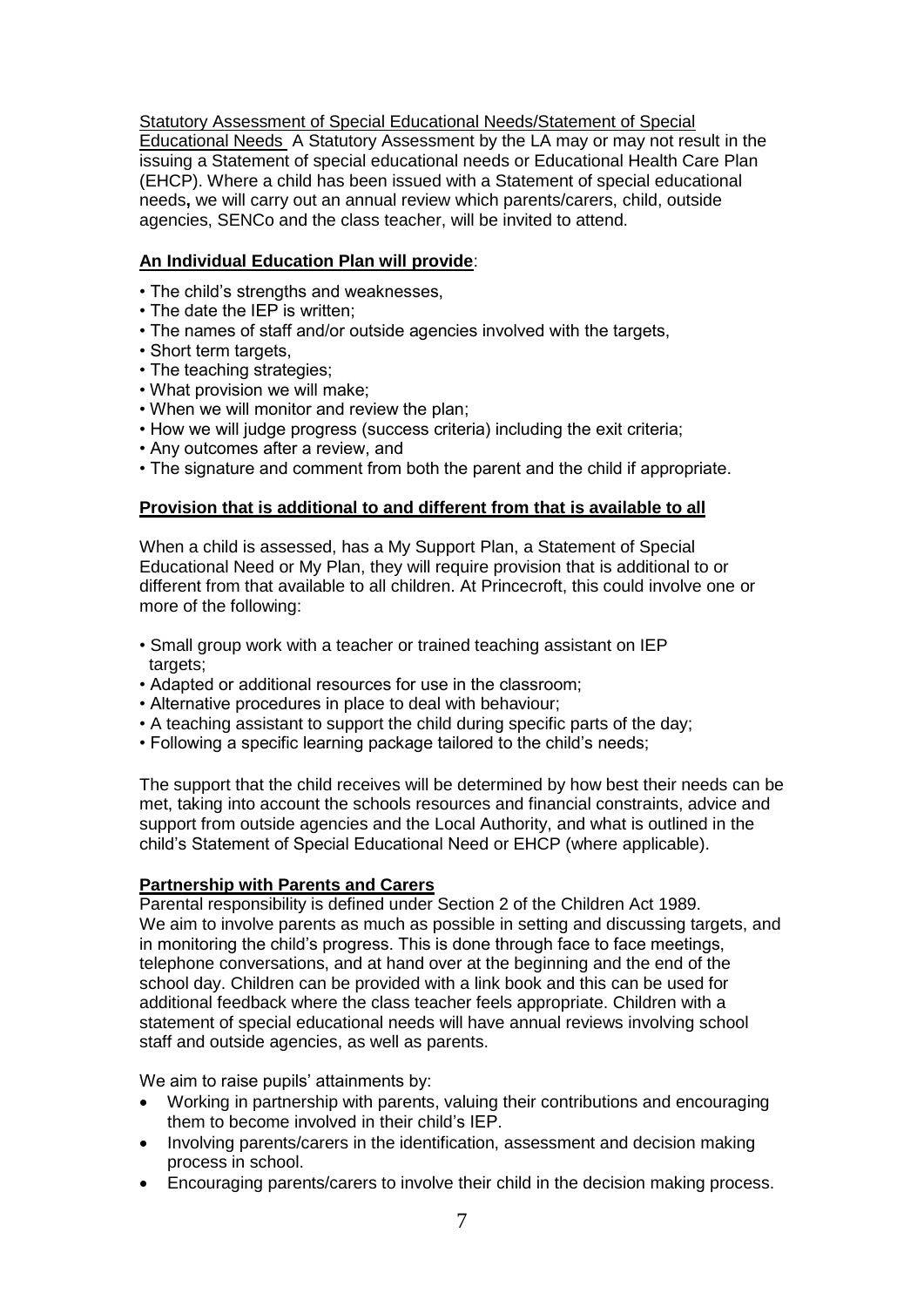Statutory Assessment of Special Educational Needs/Statement of Special Educational Needs A Statutory Assessment by the LA may or may not result in the issuing a Statement of special educational needs or Educational Health Care Plan (EHCP). Where a child has been issued with a Statement of special educational needs**,** we will carry out an annual review which parents/carers, child, outside agencies, SENCo and the class teacher, will be invited to attend.

**An Individual Education Plan will provide**:

- The child's strengths and weaknesses,
- The date the IEP is written;
- The names of staff and/or outside agencies involved with the targets,
- Short term targets,
- The teaching strategies;
- What provision we will make;
- When we will monitor and review the plan;
- How we will judge progress (success criteria) including the exit criteria;
- Any outcomes after a review, and
- The signature and comment from both the parent and the child if appropriate.

**Provision that is additional to and different from that is available to all**

When a child is assessed, has a My Support Plan, a Statement of Special Educational Need or My Plan, they will require provision that is additional to or different from that available to all children. At Princecroft, this could involve one or more of the following:

- Small group work with a teacher or trained teaching assistant on IEP targets;
- Adapted or additional resources for use in the classroom;
- Alternative procedures in place to deal with behaviour;
- A teaching assistant to support the child during specific parts of the day;
- Following a specific learning package tailored to the child's needs;

The support that the child receives will be determined by how best their needs can be met, taking into account the schools resources and financial constraints, advice and support from outside agencies and the Local Authority, and what is outlined in the child's Statement of Special Educational Need or EHCP (where applicable).

**Partnership with Parents and Carers**

Parental responsibility is defined under Section 2 of the Children Act 1989. We aim to involve parents as much as possible in setting and discussing targets, and in monitoring the child's progress. This is done through face to face meetings, telephone conversations, and at hand over at the beginning and the end of the school day. Children can be provided with a link book and this can be used for additional feedback where the class teacher feels appropriate. Children with a statement of special educational needs will have annual reviews involving school staff and outside agencies, as well as parents.

We aim to raise pupils' attainments by:

- Working in partnership with parents, valuing their contributions and encouraging them to become involved in their child's IEP.
- Involving parents/carers in the identification, assessment and decision making process in school.
- Encouraging parents/carers to involve their child in the decision making process.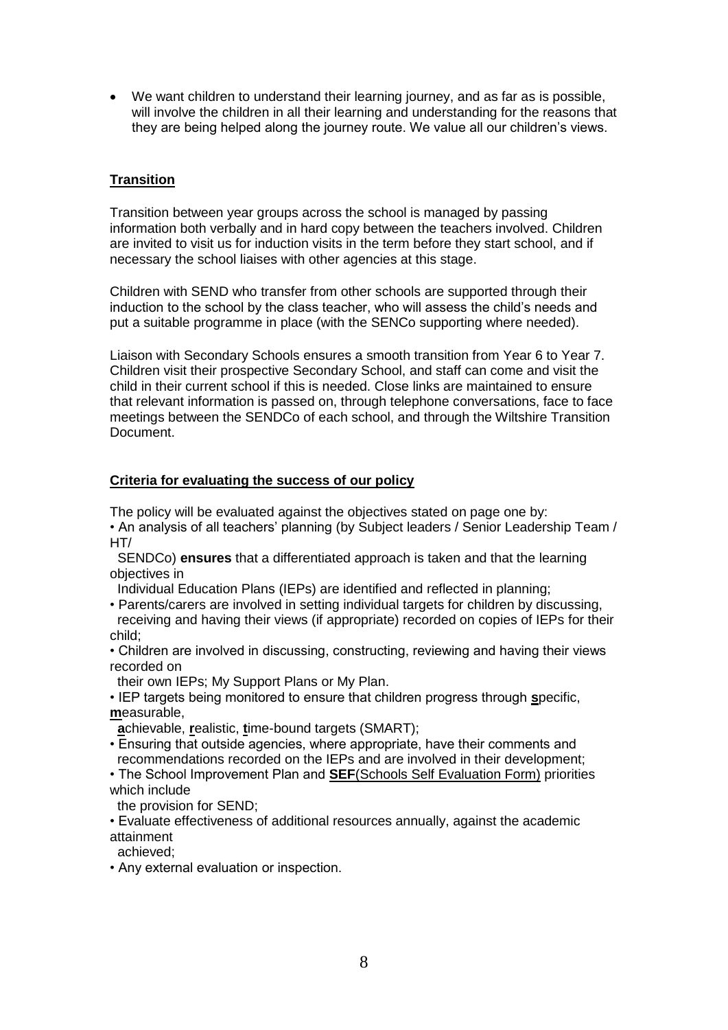- We want children to understand their learning journey, and as far as is possible, will involve the children in all their learning and understanding for the reasons that they are being helped along the journey route. We value all our children's views.

## **Transition**

Transition between year groups across the school is managed by passing information both verbally and in hard copy between the teachers involved. Children are invited to visit us for induction visits in the term before they start school, and if necessary the school liaises with other agencies at this stage.

Children with SEND who transfer from other schools are supported through their induction to the school by the class teacher, who will assess the child's needs and put a suitable programme in place (with the SENCo supporting where needed).

Liaison with Secondary Schools ensures a smooth transition from Year 6 to Year 7. Children visit their prospective Secondary School, and staff can come and visit the child in their current school if this is needed. Close links are maintained to ensure that relevant information is passed on, through telephone conversations, face to face meetings between the SENDCo of each school, and through the Wiltshire Transition Document.

## **Criteria for evaluating the success of our policy**

The policy will be evaluated against the objectives stated on page one by:

- An analysis of all teachers' planning (by Subject leaders / Senior Leadership Team / HT/ SENDCo) **ensures** that a differentiated approach is taken and that the learning objectives in Individual Education Plans (IEPs) are identified and reflected in planning;
- Parents/carers are involved in setting individual targets for children by discussing, receiving and having their views (if appropriate) recorded on copies of IEPs for their child;
- Children are involved in discussing, constructing, reviewing and having their views recorded on their own IEPs; My Support Plans or My Plan.
- IEP targets being monitored to ensure that children progress through **s**pecific, **m**easurable, **a**chievable, **r**ealistic, **t**ime-bound targets (SMART);
- Ensuring that outside agencies, where appropriate, have their comments and recommendations recorded on the IEPs and are involved in their development;
- The School Improvement Plan and **SEF**(Schools Self Evaluation Form) priorities which include the provision for SEND;
- Evaluate effectiveness of additional resources annually, against the academic attainment achieved;
- Any external evaluation or inspection.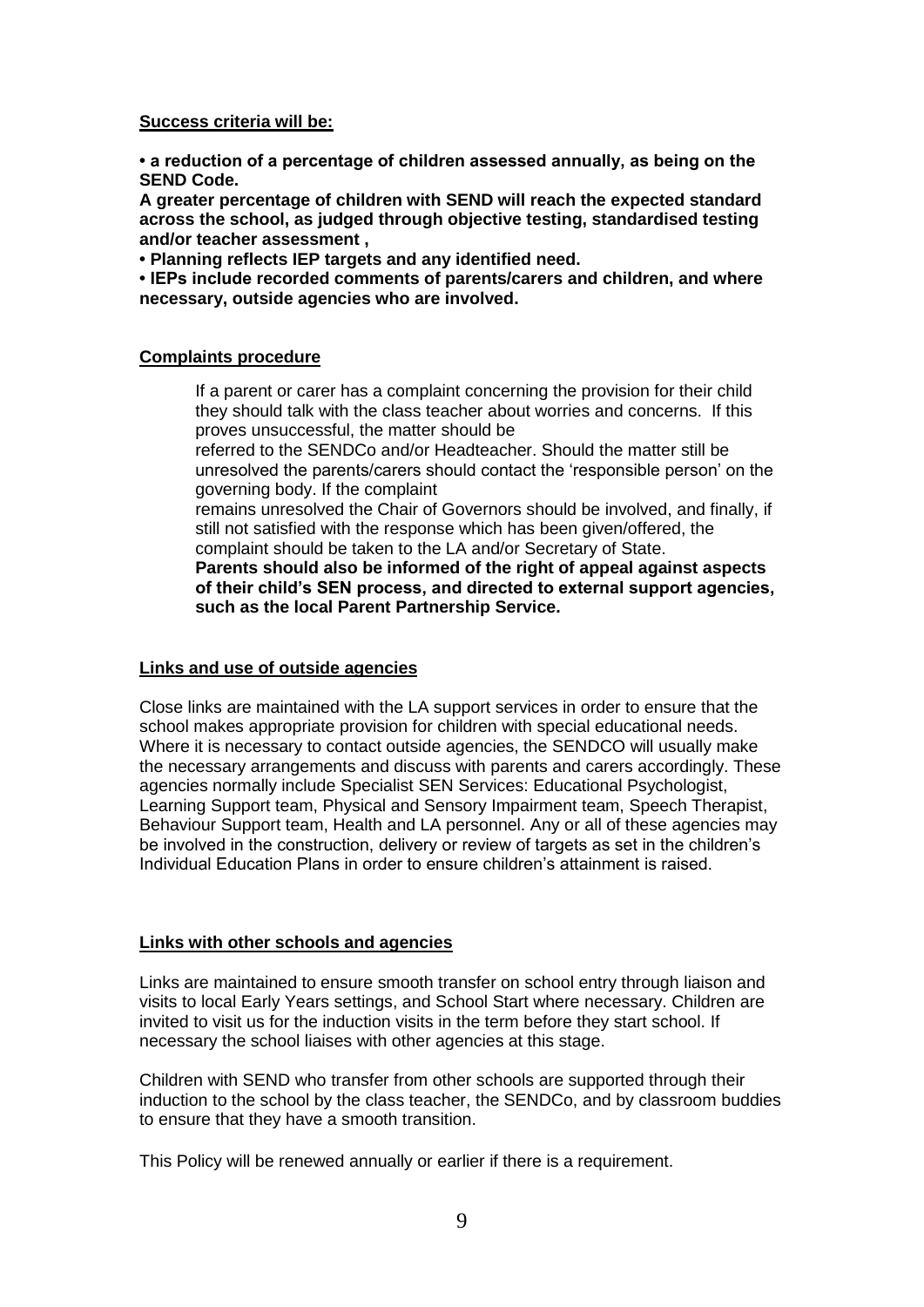**Success criteria will be:**

**• a reduction of a percentage of children assessed annually, as being on the SEND Code.**

**A greater percentage of children with SEND will reach the expected standard across the school, as judged through objective testing, standardised testing and/or teacher assessment ,**

**• Planning reflects IEP targets and any identified need.**

**• IEPs include recorded comments of parents/carers and children, and where necessary, outside agencies who are involved.**

**Complaints procedure**

If a parent or carer has a complaint concerning the provision for their child they should talk with the class teacher about worries and concerns. If this proves unsuccessful, the matter should be referred to the SENDCo and/or Headteacher. Should the matter still be unresolved the parents/carers should contact the 'responsible person' on the governing body. If the complaint remains unresolved the Chair of Governors should be involved, and finally, if still not satisfied with the response which has been given/offered, the complaint should be taken to the LA and/or Secretary of State.

**Parents should also be informed of the right of appeal against aspects of their child's SEN process, and directed to external support agencies, such as the local Parent Partnership Service.**

**Links and use of outside agencies**

Close links are maintained with the LA support services in order to ensure that the school makes appropriate provision for children with special educational needs. Where it is necessary to contact outside agencies, the SENDCO will usually make the necessary arrangements and discuss with parents and carers accordingly. These agencies normally include Specialist SEN Services: Educational Psychologist, Learning Support team, Physical and Sensory Impairment team, Speech Therapist, Behaviour Support team, Health and LA personnel. Any or all of these agencies may be involved in the construction, delivery or review of targets as set in the children's Individual Education Plans in order to ensure children's attainment is raised.

**Links with other schools and agencies**

Links are maintained to ensure smooth transfer on school entry through liaison and visits to local Early Years settings, and School Start where necessary. Children are invited to visit us for the induction visits in the term before they start school. If necessary the school liaises with other agencies at this stage.

Children with SEND who transfer from other schools are supported through their induction to the school by the class teacher, the SENDCo, and by classroom buddies to ensure that they have a smooth transition.

This Policy will be renewed annually or earlier if there is a requirement.